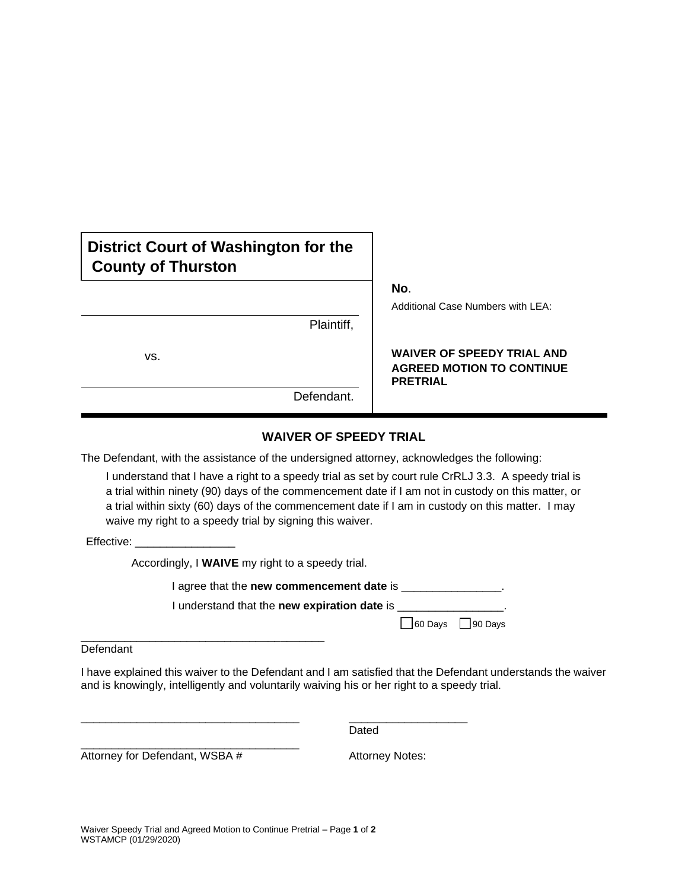**District Court of Washington for the County of Thurston**

\_\_\_\_\_\_\_\_\_\_\_\_\_\_\_\_\_\_\_\_\_\_\_\_\_\_\_\_\_\_\_\_\_\_\_\_\_\_\_\_

Plaintiff,

vs.

\_\_\_\_\_\_\_\_\_\_\_\_\_\_\_\_\_\_\_\_\_\_\_\_\_\_\_\_\_\_\_\_\_\_\_\_\_\_\_\_

Defendant.

**No**.

Additional Case Numbers with LEA:

**WAIVER OF SPEEDY TRIAL AND AGREED MOTION TO CONTINUE PRETRIAL**

## WAIVER OF SPEEDY TRIAL

The Defendant, with the assistance of the undersigned attorney, acknowledges the following:

> I understand that I have a right to a speedy trial as set by court rule CrRLJ 3.3. A speedy trial is a trial within ninety (90) days of the commencement date if I am not in custody on this matter, or a trial within sixty (60) days of the commencement date if I am in custody on this matter. I may waive my right to a speedy trial by signing this waiver.

Effective: ________________

Accordingly, I **WAIVE** my right to a speedy trial.

I agree that the **new commencement date** is ________________.

I understand that the **new expiration date** is _________________.

☐ 60 Days ☐ 90 Days

________________________________________

Defendant

I have explained this waiver to the Defendant and I am satisfied that the Defendant understands the waiver and is knowingly, intelligently and voluntarily waiving his or her right to a speedy trial.

____________________________________ ___________________

Dated

____________________________________

Attorney for Defendant, WSBA #

Attorney Notes:

WSTAMCP (01/29/2020)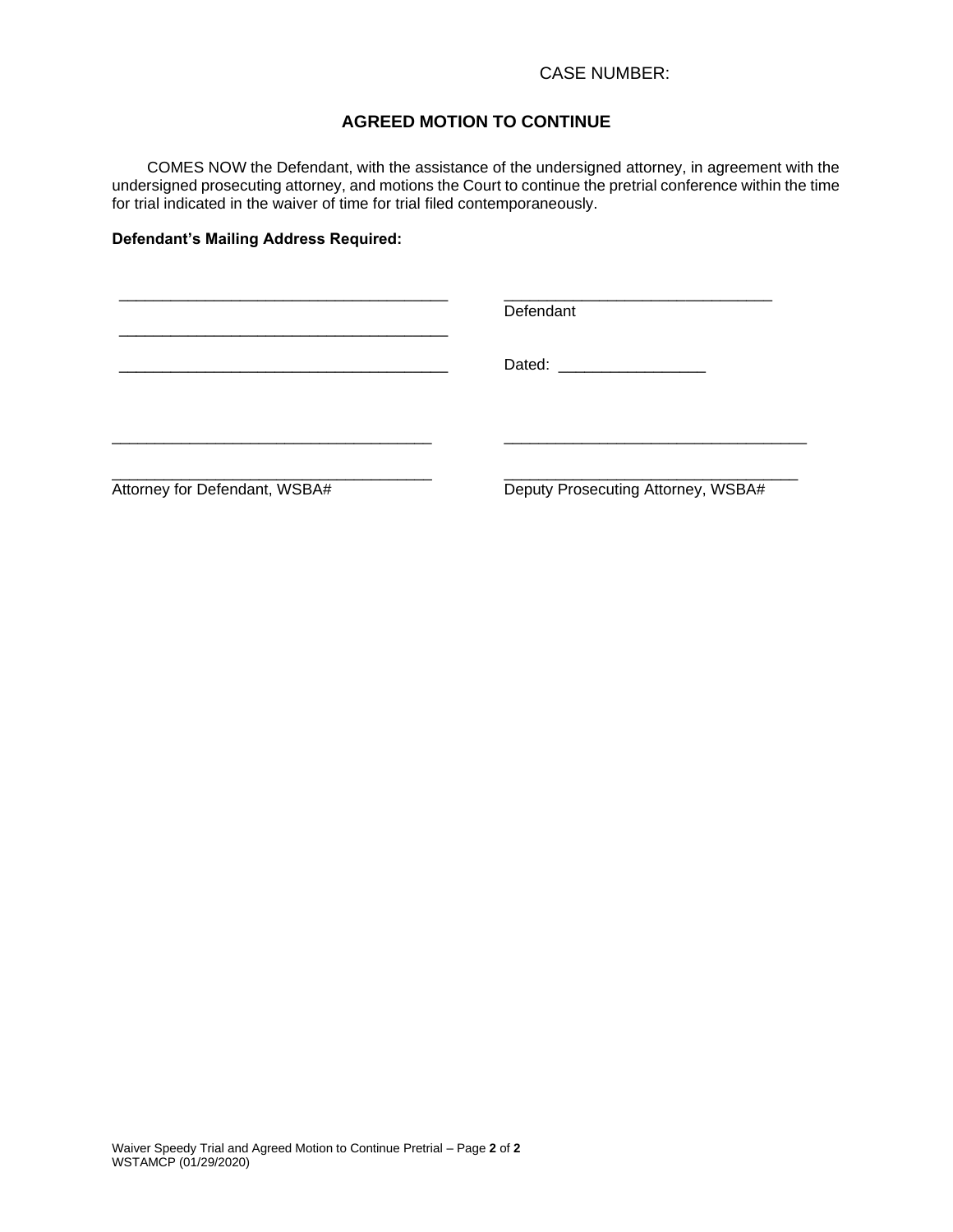CASE NUMBER:

## AGREED MOTION TO CONTINUE

COMES NOW the Defendant, with the assistance of the undersigned attorney, in agreement with the undersigned prosecuting attorney, and motions the Court to continue the pretrial conference within the time for trial indicated in the waiver of time for trial filed contemporaneously.

**Defendant's Mailing Address Required:**

| | |
|---|---|
| _______________________________________ | _______________________________ |
| | Defendant |
| _______________________________________ | |
| _______________________________________ | Dated: _________________ |

| | |
|---|---|
| _____________________________________ | ___________________________________ |
| _____________________________________ | __________________________________ |
| Attorney for Defendant, WSBA# | Deputy Prosecuting Attorney, WSBA# |

Waiver Speedy Trial and Agreed Motion to Continue Pretrial

WSTAMCP (01/29/2020)